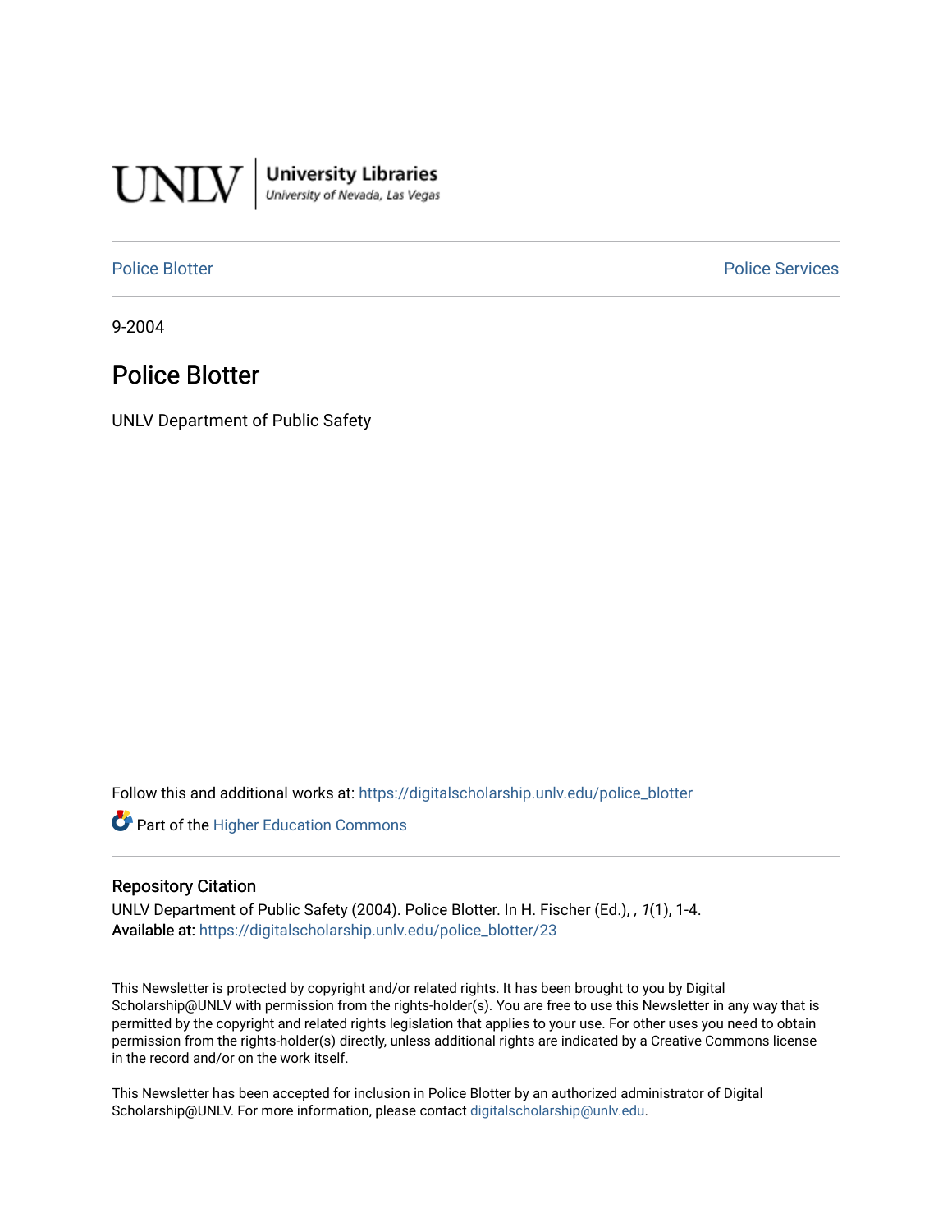UNLV | University Libraries
University of Nevada, Las Vegas

Police Blotter | Police Services

9-2004

# Police Blotter

UNLV Department of Public Safety

Follow this and additional works at: https://digitalscholarship.unlv.edu/police_blotter

Part of the Higher Education Commons

## Repository Citation

UNLV Department of Public Safety (2004). Police Blotter. In H. Fischer (Ed.), , *1*(1), 1-4.
**Available at:** https://digitalscholarship.unlv.edu/police_blotter/23

This Newsletter is protected by copyright and/or related rights. It has been brought to you by Digital Scholarship@UNLV with permission from the rights-holder(s). You are free to use this Newsletter in any way that is permitted by the copyright and related rights legislation that applies to your use. For other uses you need to obtain permission from the rights-holder(s) directly, unless additional rights are indicated by a Creative Commons license in the record and/or on the work itself.

This Newsletter has been accepted for inclusion in Police Blotter by an authorized administrator of Digital Scholarship@UNLV. For more information, please contact digitalscholarship@unlv.edu.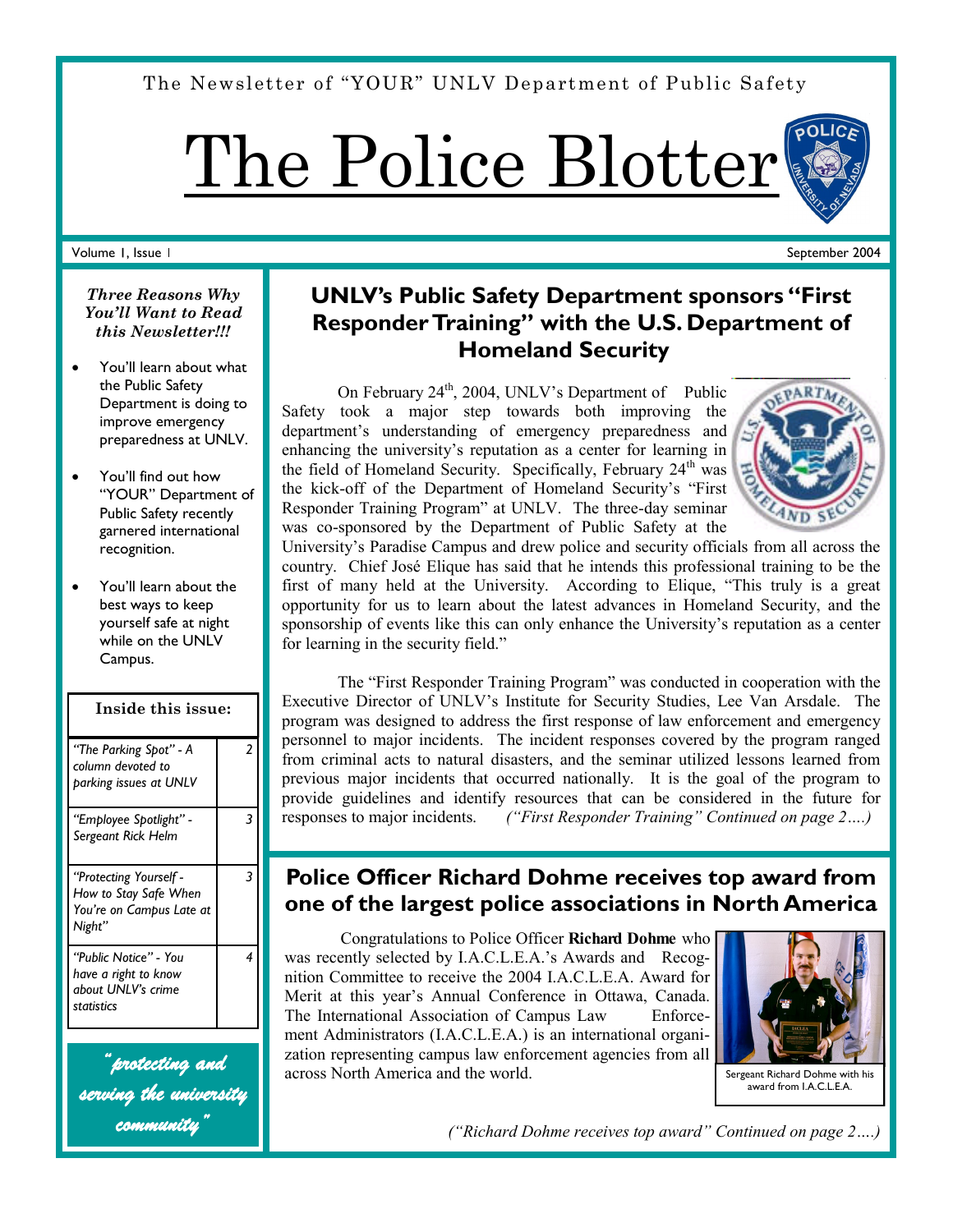The Newsletter of "YOUR" UNLV Department of Public Safety

# The Police Blotter

Volume 1, Issue 1 — September 2004

***Three Reasons Why You'll Want to Read this Newsletter!!!***

- You'll learn about what the Public Safety Department is doing to improve emergency preparedness at UNLV.
- You'll find out how "YOUR" Department of Public Safety recently garnered international recognition.
- You'll learn about the best ways to keep yourself safe at night while on the UNLV Campus.

| Inside this issue: | |
|---|---|
| *"The Parking Spot" - A column devoted to parking issues at UNLV* | *2* |
| *"Employee Spotlight" - Sergeant Rick Helm* | *3* |
| *"Protecting Yourself - How to Stay Safe When You're on Campus Late at Night"* | *3* |
| *"Public Notice" - You have a right to know about UNLV's crime statistics* | *4* |

*"protecting and serving the university community"*

## UNLV's Public Safety Department sponsors "First Responder Training" with the U.S. Department of Homeland Security

On February 24th, 2004, UNLV's Department of Public Safety took a major step towards both improving the department's understanding of emergency preparedness and enhancing the university's reputation as a center for learning in the field of Homeland Security. Specifically, February 24th was the kick-off of the Department of Homeland Security's "First Responder Training Program" at UNLV. The three-day seminar was co-sponsored by the Department of Public Safety at the University's Paradise Campus and drew police and security officials from all across the country. Chief José Elique has said that he intends this professional training to be the first of many held at the University. According to Elique, "This truly is a great opportunity for us to learn about the latest advances in Homeland Security, and the sponsorship of events like this can only enhance the University's reputation as a center for learning in the security field."

The "First Responder Training Program" was conducted in cooperation with the Executive Director of UNLV's Institute for Security Studies, Lee Van Arsdale. The program was designed to address the first response of law enforcement and emergency personnel to major incidents. The incident responses covered by the program ranged from criminal acts to natural disasters, and the seminar utilized lessons learned from previous major incidents that occurred nationally. It is the goal of the program to provide guidelines and identify resources that can be considered in the future for responses to major incidents. *("First Responder Training" Continued on page 2….)*

## Police Officer Richard Dohme receives top award from one of the largest police associations in North America

Congratulations to Police Officer **Richard Dohme** who was recently selected by I.A.C.L.E.A.'s Awards and Recognition Committee to receive the 2004 I.A.C.L.E.A. Award for Merit at this year's Annual Conference in Ottawa, Canada. The International Association of Campus Law Enforcement Administrators (I.A.C.L.E.A.) is an international organization representing campus law enforcement agencies from all across North America and the world.

Sergeant Richard Dohme with his award from I.A.C.L.E.A.

*("Richard Dohme receives top award" Continued on page 2….)*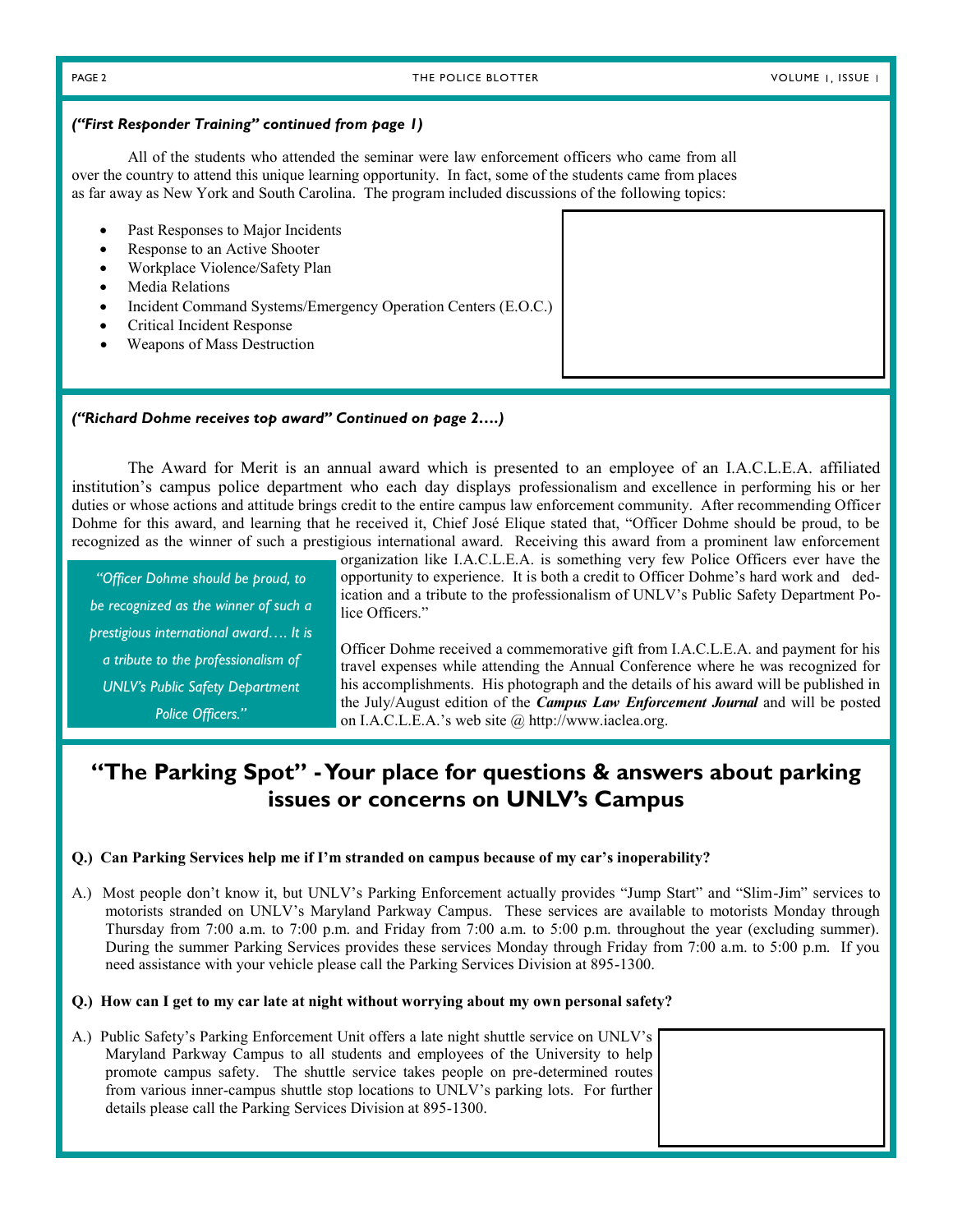*("First Responder Training" continued from page 1)*

All of the students who attended the seminar were law enforcement officers who came from all over the country to attend this unique learning opportunity. In fact, some of the students came from places as far away as New York and South Carolina. The program included discussions of the following topics:

- Past Responses to Major Incidents
- Response to an Active Shooter
- Workplace Violence/Safety Plan
- Media Relations
- Incident Command Systems/Emergency Operation Centers (E.O.C.)
- Critical Incident Response
- Weapons of Mass Destruction

*("Richard Dohme receives top award" Continued on page 2….)*

The Award for Merit is an annual award which is presented to an employee of an I.A.C.L.E.A. affiliated institution's campus police department who each day displays professionalism and excellence in performing his or her duties or whose actions and attitude brings credit to the entire campus law enforcement community. After recommending Officer Dohme for this award, and learning that he received it, Chief José Elique stated that, "Officer Dohme should be proud, to be recognized as the winner of such a prestigious international award. Receiving this award from a prominent law enforcement organization like I.A.C.L.E.A. is something very few Police Officers ever have the opportunity to experience. It is both a credit to Officer Dohme's hard work and dedication and a tribute to the professionalism of UNLV's Public Safety Department Police Officers."

> *"Officer Dohme should be proud, to be recognized as the winner of such a prestigious international award…. It is a tribute to the professionalism of UNLV's Public Safety Department Police Officers."*

Officer Dohme received a commemorative gift from I.A.C.L.E.A. and payment for his travel expenses while attending the Annual Conference where he was recognized for his accomplishments. His photograph and the details of his award will be published in the July/August edition of the ***Campus Law Enforcement Journal*** and will be posted on I.A.C.L.E.A.'s web site @ http://www.iaclea.org.

## "The Parking Spot" - Your place for questions & answers about parking issues or concerns on UNLV's Campus

**Q.) Can Parking Services help me if I'm stranded on campus because of my car's inoperability?**

A.) Most people don't know it, but UNLV's Parking Enforcement actually provides "Jump Start" and "Slim-Jim" services to motorists stranded on UNLV's Maryland Parkway Campus. These services are available to motorists Monday through Thursday from 7:00 a.m. to 7:00 p.m. and Friday from 7:00 a.m. to 5:00 p.m. throughout the year (excluding summer). During the summer Parking Services provides these services Monday through Friday from 7:00 a.m. to 5:00 p.m. If you need assistance with your vehicle please call the Parking Services Division at 895-1300.

**Q.) How can I get to my car late at night without worrying about my own personal safety?**

A.) Public Safety's Parking Enforcement Unit offers a late night shuttle service on UNLV's Maryland Parkway Campus to all students and employees of the University to help promote campus safety. The shuttle service takes people on pre-determined routes from various inner-campus shuttle stop locations to UNLV's parking lots. For further details please call the Parking Services Division at 895-1300.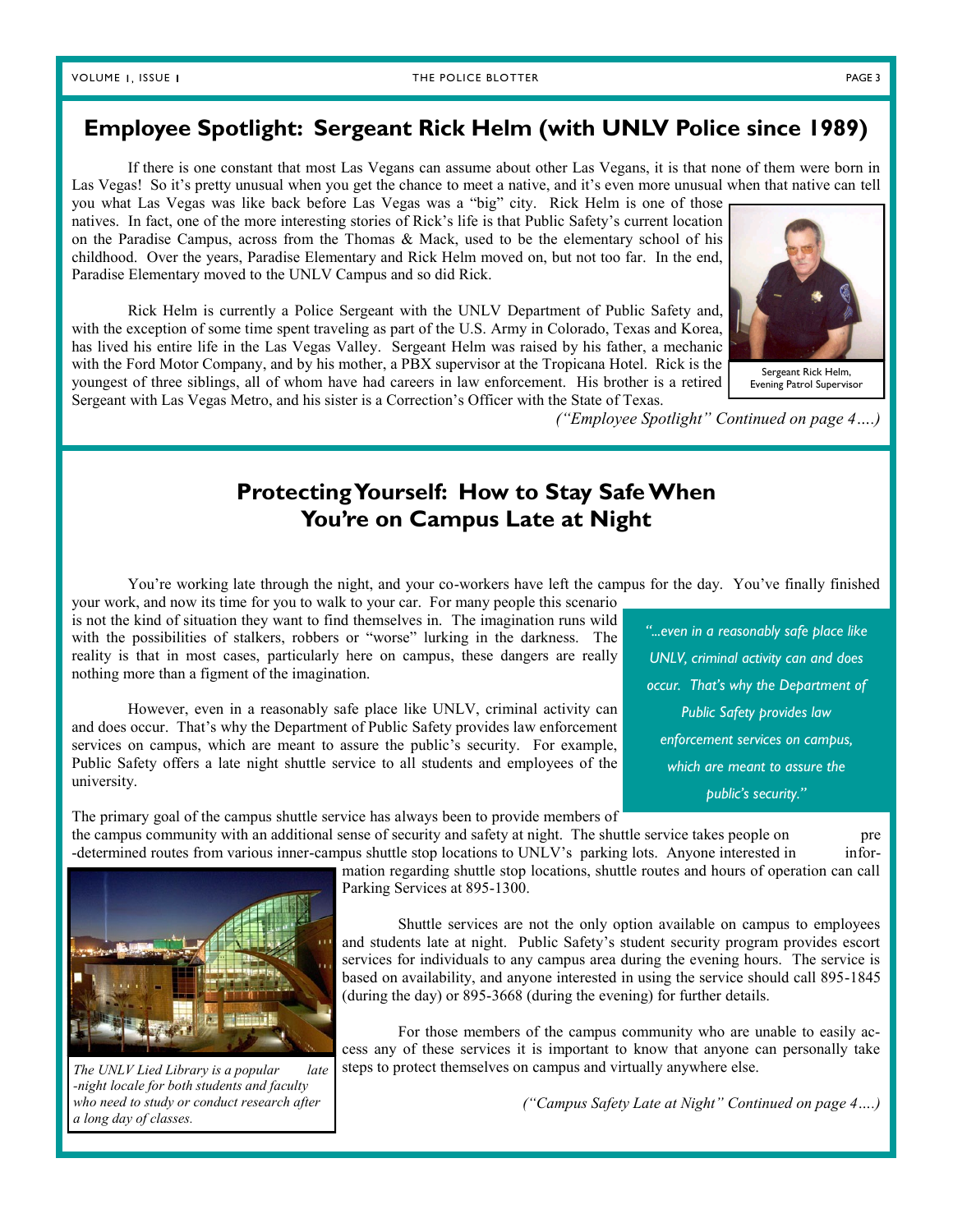## Employee Spotlight: Sergeant Rick Helm (with UNLV Police since 1989)

If there is one constant that most Las Vegans can assume about other Las Vegans, it is that none of them were born in Las Vegas! So it's pretty unusual when you get the chance to meet a native, and it's even more unusual when that native can tell you what Las Vegas was like back before Las Vegas was a "big" city. Rick Helm is one of those natives. In fact, one of the more interesting stories of Rick's life is that Public Safety's current location on the Paradise Campus, across from the Thomas & Mack, used to be the elementary school of his childhood. Over the years, Paradise Elementary and Rick Helm moved on, but not too far. In the end, Paradise Elementary moved to the UNLV Campus and so did Rick.

Sergeant Rick Helm, Evening Patrol Supervisor

Rick Helm is currently a Police Sergeant with the UNLV Department of Public Safety and, with the exception of some time spent traveling as part of the U.S. Army in Colorado, Texas and Korea, has lived his entire life in the Las Vegas Valley. Sergeant Helm was raised by his father, a mechanic with the Ford Motor Company, and by his mother, a PBX supervisor at the Tropicana Hotel. Rick is the youngest of three siblings, all of whom have had careers in law enforcement. His brother is a retired Sergeant with Las Vegas Metro, and his sister is a Correction's Officer with the State of Texas.

*("Employee Spotlight" Continued on page 4….)*

## Protecting Yourself: How to Stay Safe When You're on Campus Late at Night

You're working late through the night, and your co-workers have left the campus for the day. You've finally finished your work, and now its time for you to walk to your car. For many people this scenario is not the kind of situation they want to find themselves in. The imagination runs wild with the possibilities of stalkers, robbers or "worse" lurking in the darkness. The reality is that in most cases, particularly here on campus, these dangers are really nothing more than a figment of the imagination.

However, even in a reasonably safe place like UNLV, criminal activity can and does occur. That's why the Department of Public Safety provides law enforcement services on campus, which are meant to assure the public's security. For example, Public Safety offers a late night shuttle service to all students and employees of the university.

*"…even in a reasonably safe place like UNLV, criminal activity can and does occur. That's why the Department of Public Safety provides law enforcement services on campus, which are meant to assure the public's security."*

The primary goal of the campus shuttle service has always been to provide members of the campus community with an additional sense of security and safety at night. The shuttle service takes people on pre-determined routes from various inner-campus shuttle stop locations to UNLV's parking lots. Anyone interested in information regarding shuttle stop locations, shuttle routes and hours of operation can call Parking Services at 895-1300.

*The UNLV Lied Library is a popular late-night locale for both students and faculty who need to study or conduct research after a long day of classes.*

Shuttle services are not the only option available on campus to employees and students late at night. Public Safety's student security program provides escort services for individuals to any campus area during the evening hours. The service is based on availability, and anyone interested in using the service should call 895-1845 (during the day) or 895-3668 (during the evening) for further details.

For those members of the campus community who are unable to easily access any of these services it is important to know that anyone can personally take steps to protect themselves on campus and virtually anywhere else.

*("Campus Safety Late at Night" Continued on page 4….)*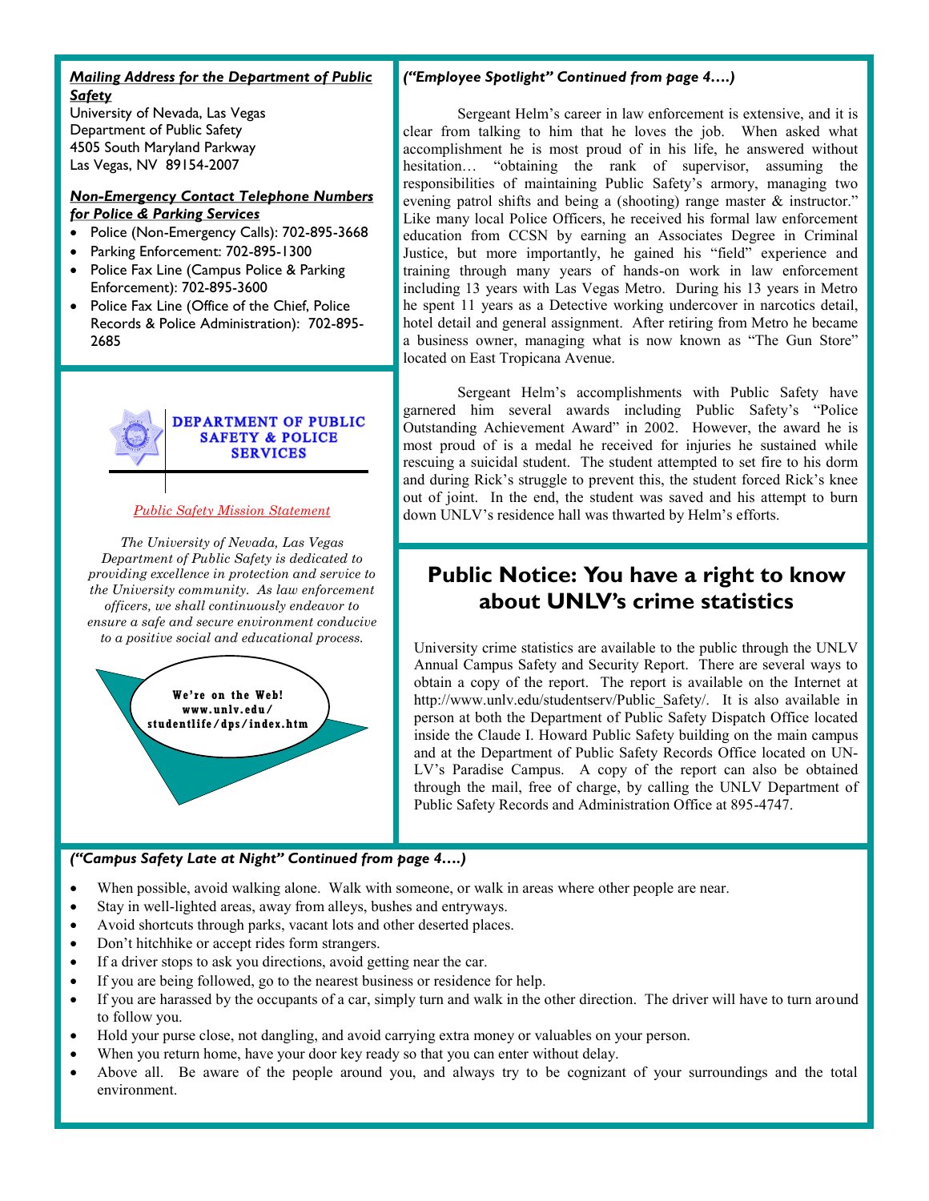***Mailing Address for the Department of Public Safety***

University of Nevada, Las Vegas
Department of Public Safety
4505 South Maryland Parkway
Las Vegas, NV 89154-2007

***Non-Emergency Contact Telephone Numbers for Police & Parking Services***

- Police (Non-Emergency Calls): 702-895-3668
- Parking Enforcement: 702-895-1300
- Police Fax Line (Campus Police & Parking Enforcement): 702-895-3600
- Police Fax Line (Office of the Chief, Police Records & Police Administration): 702-895-2685

**DEPARTMENT OF PUBLIC SAFETY & POLICE SERVICES**

*Public Safety Mission Statement*

*The University of Nevada, Las Vegas Department of Public Safety is dedicated to providing excellence in protection and service to the University community. As law enforcement officers, we shall continuously endeavor to ensure a safe and secure environment conducive to a positive social and educational process.*

**We're on the Web!**
**www.unlv.edu/studentlife/dps/index.htm**

***("Employee Spotlight" Continued from page 4….)***

Sergeant Helm's career in law enforcement is extensive, and it is clear from talking to him that he loves the job. When asked what accomplishment he is most proud of in his life, he answered without hesitation… "obtaining the rank of supervisor, assuming the responsibilities of maintaining Public Safety's armory, managing two evening patrol shifts and being a (shooting) range master & instructor." Like many local Police Officers, he received his formal law enforcement education from CCSN by earning an Associates Degree in Criminal Justice, but more importantly, he gained his "field" experience and training through many years of hands-on work in law enforcement including 13 years with Las Vegas Metro. During his 13 years in Metro he spent 11 years as a Detective working undercover in narcotics detail, hotel detail and general assignment. After retiring from Metro he became a business owner, managing what is now known as "The Gun Store" located on East Tropicana Avenue.

Sergeant Helm's accomplishments with Public Safety have garnered him several awards including Public Safety's "Police Outstanding Achievement Award" in 2002. However, the award he is most proud of is a medal he received for injuries he sustained while rescuing a suicidal student. The student attempted to set fire to his dorm and during Rick's struggle to prevent this, the student forced Rick's knee out of joint. In the end, the student was saved and his attempt to burn down UNLV's residence hall was thwarted by Helm's efforts.

## Public Notice: You have a right to know about UNLV's crime statistics

University crime statistics are available to the public through the UNLV Annual Campus Safety and Security Report. There are several ways to obtain a copy of the report. The report is available on the Internet at http://www.unlv.edu/studentserv/Public_Safety/. It is also available in person at both the Department of Public Safety Dispatch Office located inside the Claude I. Howard Public Safety building on the main campus and at the Department of Public Safety Records Office located on UNLV's Paradise Campus. A copy of the report can also be obtained through the mail, free of charge, by calling the UNLV Department of Public Safety Records and Administration Office at 895-4747.

***("Campus Safety Late at Night" Continued from page 4….)***

- When possible, avoid walking alone. Walk with someone, or walk in areas where other people are near.
- Stay in well-lighted areas, away from alleys, bushes and entryways.
- Avoid shortcuts through parks, vacant lots and other deserted places.
- Don't hitchhike or accept rides form strangers.
- If a driver stops to ask you directions, avoid getting near the car.
- If you are being followed, go to the nearest business or residence for help.
- If you are harassed by the occupants of a car, simply turn and walk in the other direction. The driver will have to turn around to follow you.
- Hold your purse close, not dangling, and avoid carrying extra money or valuables on your person.
- When you return home, have your door key ready so that you can enter without delay.
- Above all. Be aware of the people around you, and always try to be cognizant of your surroundings and the total environment.